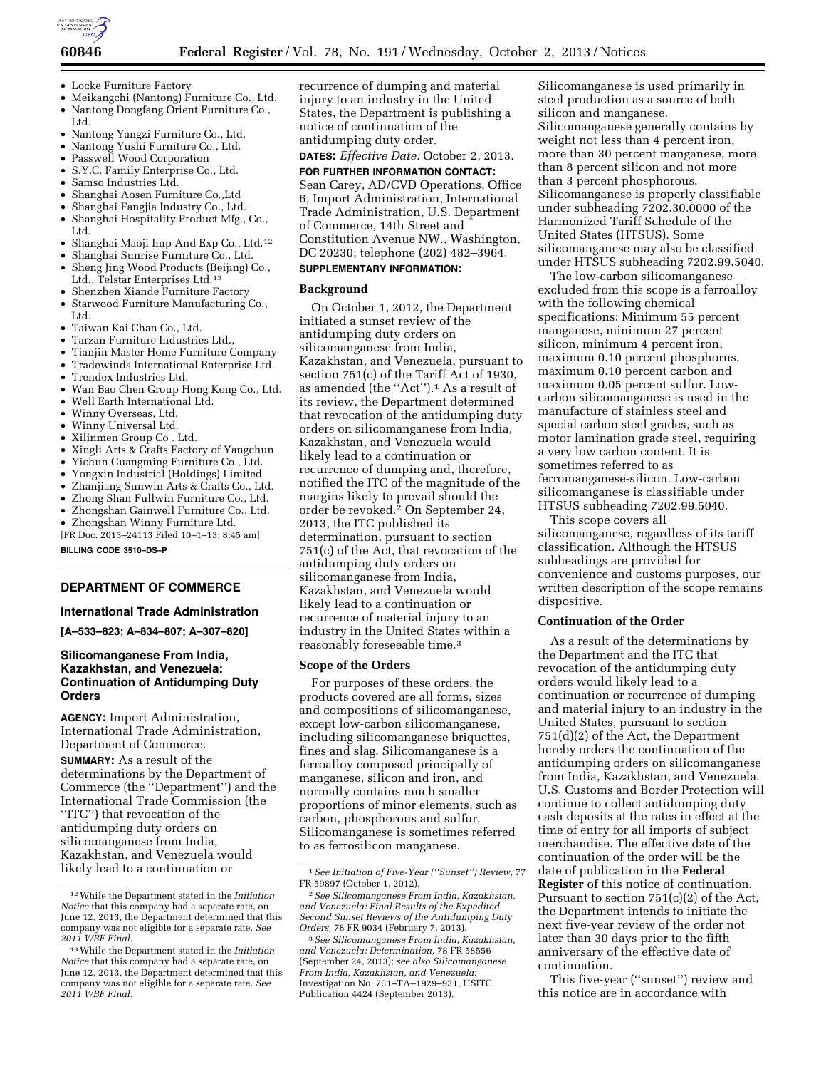- Locke Furniture Factory
- Meikangchi (Nantong) Furniture Co., Ltd.
- Nantong Dongfang Orient Furniture Co., Ltd.
- Nantong Yangzi Furniture Co., Ltd.
- Nantong Yushi Furniture Co., Ltd.
- Passwell Wood Corporation
- S.Y.C. Family Enterprise Co., Ltd.
- Samso Industries Ltd.
- Shanghai Aosen Furniture Co.,Ltd
- Shanghai Fangjia Industry Co., Ltd.
- Shanghai Hospitality Product Mfg., Co., Ltd.
- Shanghai Maoji Imp And Exp Co., Ltd.[12]
- Shanghai Sunrise Furniture Co., Ltd.
- Sheng Jing Wood Products (Beijing) Co., Ltd., Telstar Enterprises Ltd.[13]
- Shenzhen Xiande Furniture Factory
- Starwood Furniture Manufacturing Co., Ltd.
- Taiwan Kai Chan Co., Ltd.
- Tarzan Furniture Industries Ltd.,
- Tianjin Master Home Furniture Company
- Tradewinds International Enterprise Ltd.
- Trendex Industries Ltd.
- Wan Bao Chen Group Hong Kong Co., Ltd.
- Well Earth International Ltd.
- Winny Overseas, Ltd.
- Winny Universal Ltd.
- Xilinmen Group Co . Ltd.
- Xingli Arts & Crafts Factory of Yangchun
- Yichun Guangming Furniture Co., Ltd.
- Yongxin Industrial (Holdings) Limited
- Zhanjiang Sunwin Arts & Crafts Co., Ltd.
- Zhong Shan Fullwin Furniture Co., Ltd.
- Zhongshan Gainwell Furniture Co., Ltd.
- Zhongshan Winny Furniture Ltd.

[FR Doc. 2013–24113 Filed 10–1–13; 8:45 am]

**BILLING CODE 3510–DS–P**

[12] While the Department stated in the *Initiation Notice* that this company had a separate rate, on June 12, 2013, the Department determined that this company was not eligible for a separate rate. *See 2011 WBF Final.*

[13] While the Department stated in the *Initiation Notice* that this company had a separate rate, on June 12, 2013, the Department determined that this company was not eligible for a separate rate. *See 2011 WBF Final.*

## DEPARTMENT OF COMMERCE

### International Trade Administration

**[A–533–823; A–834–807; A–307–820]**

### Silicomanganese From India, Kazakhstan, and Venezuela: Continuation of Antidumping Duty Orders

**AGENCY:** Import Administration, International Trade Administration, Department of Commerce.

**SUMMARY:** As a result of the determinations by the Department of Commerce (the ''Department'') and the International Trade Commission (the ''ITC'') that revocation of the antidumping duty orders on silicomanganese from India, Kazakhstan, and Venezuela would likely lead to a continuation or recurrence of dumping and material injury to an industry in the United States, the Department is publishing a notice of continuation of the antidumping duty order.

**DATES:** *Effective Date:* October 2, 2013.

**FOR FURTHER INFORMATION CONTACT:** Sean Carey, AD/CVD Operations, Office 6, Import Administration, International Trade Administration, U.S. Department of Commerce, 14th Street and Constitution Avenue NW., Washington, DC 20230; telephone (202) 482–3964.

**SUPPLEMENTARY INFORMATION:**

#### Background

On October 1, 2012, the Department initiated a sunset review of the antidumping duty orders on silicomanganese from India, Kazakhstan, and Venezuela, pursuant to section 751(c) of the Tariff Act of 1930, as amended (the ''Act'').[1] As a result of its review, the Department determined that revocation of the antidumping duty orders on silicomanganese from India, Kazakhstan, and Venezuela would likely lead to a continuation or recurrence of dumping and, therefore, notified the ITC of the magnitude of the margins likely to prevail should the order be revoked.[2] On September 24, 2013, the ITC published its determination, pursuant to section 751(c) of the Act, that revocation of the antidumping duty orders on silicomanganese from India, Kazakhstan, and Venezuela would likely lead to a continuation or recurrence of material injury to an industry in the United States within a reasonably foreseeable time.[3]

#### Scope of the Orders

For purposes of these orders, the products covered are all forms, sizes and compositions of silicomanganese, except low-carbon silicomanganese, including silicomanganese briquettes, fines and slag. Silicomanganese is a ferroalloy composed principally of manganese, silicon and iron, and normally contains much smaller proportions of minor elements, such as carbon, phosphorous and sulfur. Silicomanganese is sometimes referred to as ferrosilicon manganese.

[1] *See Initiation of Five-Year (''Sunset'') Review,* 77 FR 59897 (October 1, 2012).

[2] *See Silicomanganese From India, Kazakhstan, and Venezuela: Final Results of the Expedited Second Sunset Reviews of the Antidumping Duty Orders,* 78 FR 9034 (February 7, 2013).

[3] *See Silicomanganese From India, Kazakhstan, and Venezuela: Determination,* 78 FR 58556 (September 24, 2013); *see also Silicomanganese From India, Kazakhstan, and Venezuela:* Investigation No. 731–TA–1929–931, USITC Publication 4424 (September 2013).

Silicomanganese is used primarily in steel production as a source of both silicon and manganese. Silicomanganese generally contains by weight not less than 4 percent iron, more than 30 percent manganese, more than 8 percent silicon and not more than 3 percent phosphorous. Silicomanganese is properly classifiable under subheading 7202.30.0000 of the Harmonized Tariff Schedule of the United States (HTSUS). Some silicomanganese may also be classified under HTSUS subheading 7202.99.5040.

The low-carbon silicomanganese excluded from this scope is a ferroalloy with the following chemical specifications: Minimum 55 percent manganese, minimum 27 percent silicon, minimum 4 percent iron, maximum 0.10 percent phosphorus, maximum 0.10 percent carbon and maximum 0.05 percent sulfur. Low-carbon silicomanganese is used in the manufacture of stainless steel and special carbon steel grades, such as motor lamination grade steel, requiring a very low carbon content. It is sometimes referred to as ferromanganese-silicon. Low-carbon silicomanganese is classifiable under HTSUS subheading 7202.99.5040.

This scope covers all silicomanganese, regardless of its tariff classification. Although the HTSUS subheadings are provided for convenience and customs purposes, our written description of the scope remains dispositive.

#### Continuation of the Order

As a result of the determinations by the Department and the ITC that revocation of the antidumping duty orders would likely lead to a continuation or recurrence of dumping and material injury to an industry in the United States, pursuant to section 751(d)(2) of the Act, the Department hereby orders the continuation of the antidumping orders on silicomanganese from India, Kazakhstan, and Venezuela. U.S. Customs and Border Protection will continue to collect antidumping duty cash deposits at the rates in effect at the time of entry for all imports of subject merchandise. The effective date of the continuation of the order will be the date of publication in the **Federal Register** of this notice of continuation. Pursuant to section 751(c)(2) of the Act, the Department intends to initiate the next five-year review of the order not later than 30 days prior to the fifth anniversary of the effective date of continuation.

This five-year (''sunset'') review and this notice are in accordance with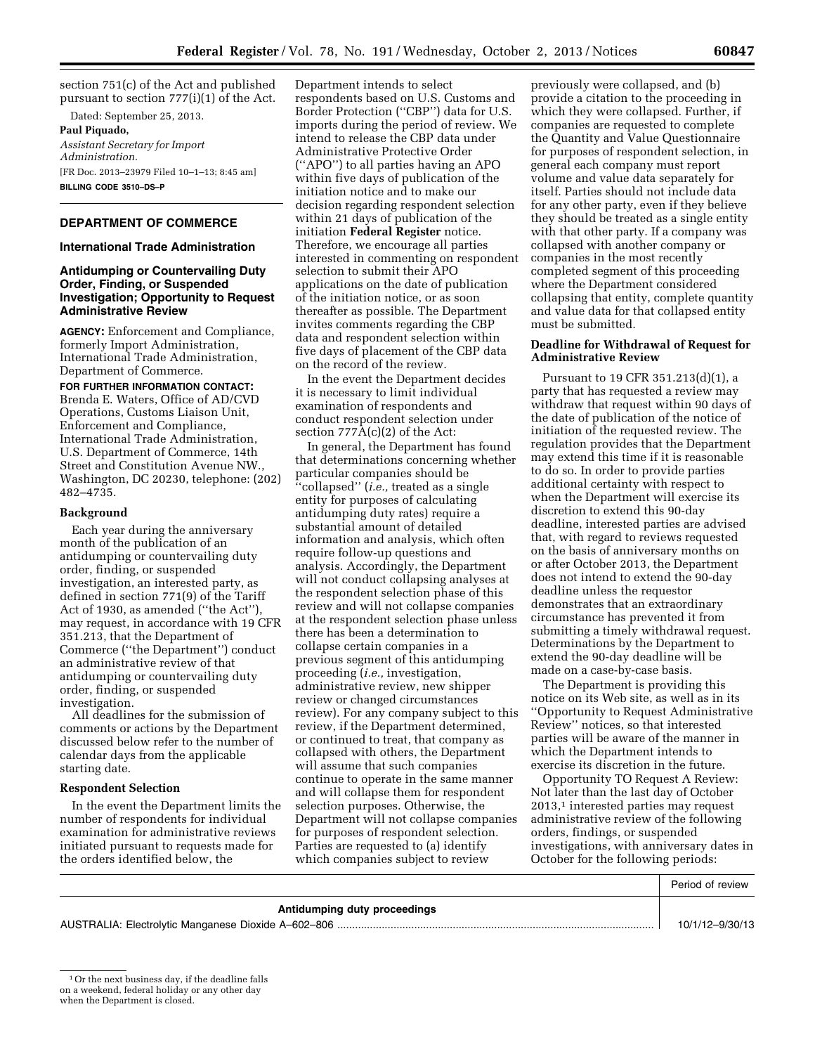section 751(c) of the Act and published pursuant to section 777(i)(1) of the Act.

Dated: September 25, 2013.

**Paul Piquado,**

*Assistant Secretary for Import Administration.*

[FR Doc. 2013–23979 Filed 10–1–13; 8:45 am]

**BILLING CODE 3510–DS–P**

## DEPARTMENT OF COMMERCE

### International Trade Administration

### Antidumping or Countervailing Duty Order, Finding, or Suspended Investigation; Opportunity to Request Administrative Review

**AGENCY:** Enforcement and Compliance, formerly Import Administration, International Trade Administration, Department of Commerce.

**FOR FURTHER INFORMATION CONTACT:** Brenda E. Waters, Office of AD/CVD Operations, Customs Liaison Unit, Enforcement and Compliance, International Trade Administration, U.S. Department of Commerce, 14th Street and Constitution Avenue NW., Washington, DC 20230, telephone: (202) 482–4735.

#### Background

Each year during the anniversary month of the publication of an antidumping or countervailing duty order, finding, or suspended investigation, an interested party, as defined in section 771(9) of the Tariff Act of 1930, as amended (''the Act''), may request, in accordance with 19 CFR 351.213, that the Department of Commerce (''the Department'') conduct an administrative review of that antidumping or countervailing duty order, finding, or suspended investigation.

All deadlines for the submission of comments or actions by the Department discussed below refer to the number of calendar days from the applicable starting date.

#### Respondent Selection

In the event the Department limits the number of respondents for individual examination for administrative reviews initiated pursuant to requests made for the orders identified below, the Department intends to select respondents based on U.S. Customs and Border Protection (''CBP'') data for U.S. imports during the period of review. We intend to release the CBP data under Administrative Protective Order (''APO'') to all parties having an APO within five days of publication of the initiation notice and to make our decision regarding respondent selection within 21 days of publication of the initiation **Federal Register** notice. Therefore, we encourage all parties interested in commenting on respondent selection to submit their APO applications on the date of publication of the initiation notice, or as soon thereafter as possible. The Department invites comments regarding the CBP data and respondent selection within five days of placement of the CBP data on the record of the review.

In the event the Department decides it is necessary to limit individual examination of respondents and conduct respondent selection under section 777A(c)(2) of the Act:

In general, the Department has found that determinations concerning whether particular companies should be ''collapsed'' (*i.e.,* treated as a single entity for purposes of calculating antidumping duty rates) require a substantial amount of detailed information and analysis, which often require follow-up questions and analysis. Accordingly, the Department will not conduct collapsing analyses at the respondent selection phase of this review and will not collapse companies at the respondent selection phase unless there has been a determination to collapse certain companies in a previous segment of this antidumping proceeding (*i.e.,* investigation, administrative review, new shipper review or changed circumstances review). For any company subject to this review, if the Department determined, or continued to treat, that company as collapsed with others, the Department will assume that such companies continue to operate in the same manner and will collapse them for respondent selection purposes. Otherwise, the Department will not collapse companies for purposes of respondent selection. Parties are requested to (a) identify which companies subject to review previously were collapsed, and (b) provide a citation to the proceeding in which they were collapsed. Further, if companies are requested to complete the Quantity and Value Questionnaire for purposes of respondent selection, in general each company must report volume and value data separately for itself. Parties should not include data for any other party, even if they believe they should be treated as a single entity with that other party. If a company was collapsed with another company or companies in the most recently completed segment of this proceeding where the Department considered collapsing that entity, complete quantity and value data for that collapsed entity must be submitted.

#### Deadline for Withdrawal of Request for Administrative Review

Pursuant to 19 CFR 351.213(d)(1), a party that has requested a review may withdraw that request within 90 days of the date of publication of the notice of initiation of the requested review. The regulation provides that the Department may extend this time if it is reasonable to do so. In order to provide parties additional certainty with respect to when the Department will exercise its discretion to extend this 90-day deadline, interested parties are advised that, with regard to reviews requested on the basis of anniversary months on or after October 2013, the Department does not intend to extend the 90-day deadline unless the requestor demonstrates that an extraordinary circumstance has prevented it from submitting a timely withdrawal request. Determinations by the Department to extend the 90-day deadline will be made on a case-by-case basis.

The Department is providing this notice on its Web site, as well as in its ''Opportunity to Request Administrative Review'' notices, so that interested parties will be aware of the manner in which the Department intends to exercise its discretion in the future.

Opportunity TO Request A Review: Not later than the last day of October 2013,[1] interested parties may request administrative review of the following orders, findings, or suspended investigations, with anniversary dates in October for the following periods:

| | Period of review |
|---|---|
| **Antidumping duty proceedings** | |
| AUSTRALIA: Electrolytic Manganese Dioxide A–602–806 | 10/1/12–9/30/13 |

[1] Or the next business day, if the deadline falls on a weekend, federal holiday or any other day when the Department is closed.